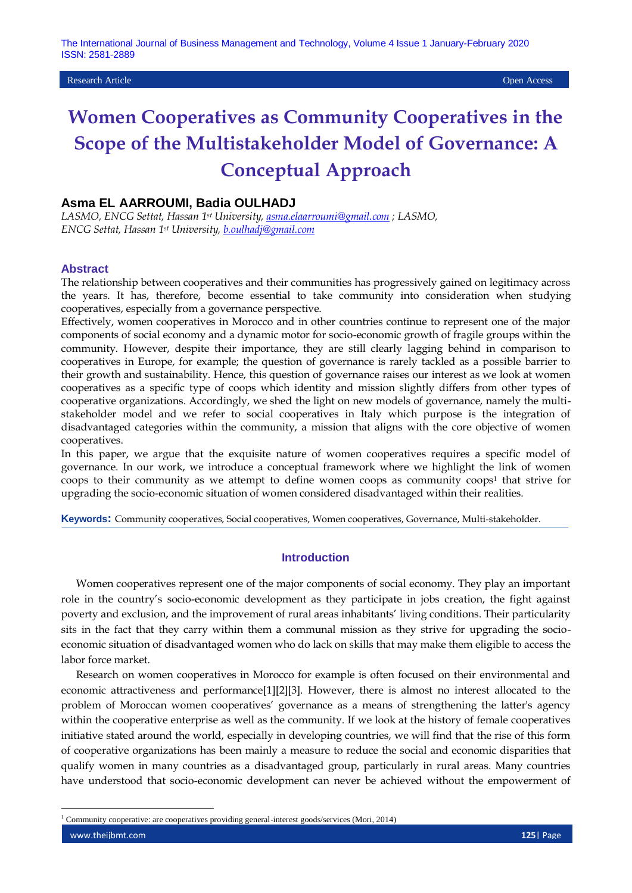Research Article | Open Access

# Women Cooperatives as Community Cooperatives in the Scope of the Multistakeholder Model of Governance: A Conceptual Approach

## Asma EL AARROUMI, Badia OULHADJ

*LASMO, ENCG Settat, Hassan 1st University, asma.elaarroumi@gmail.com ; LASMO, ENCG Settat, Hassan 1st University, b.oulhadj@gmail.com*

## Abstract

The relationship between cooperatives and their communities has progressively gained on legitimacy across the years. It has, therefore, become essential to take community into consideration when studying cooperatives, especially from a governance perspective.

Effectively, women cooperatives in Morocco and in other countries continue to represent one of the major components of social economy and a dynamic motor for socio-economic growth of fragile groups within the community. However, despite their importance, they are still clearly lagging behind in comparison to cooperatives in Europe, for example; the question of governance is rarely tackled as a possible barrier to their growth and sustainability. Hence, this question of governance raises our interest as we look at women cooperatives as a specific type of coops which identity and mission slightly differs from other types of cooperative organizations. Accordingly, we shed the light on new models of governance, namely the multi-stakeholder model and we refer to social cooperatives in Italy which purpose is the integration of disadvantaged categories within the community, a mission that aligns with the core objective of women cooperatives.

In this paper, we argue that the exquisite nature of women cooperatives requires a specific model of governance. In our work, we introduce a conceptual framework where we highlight the link of women coops to their community as we attempt to define women coops as community coops[1] that strive for upgrading the socio-economic situation of women considered disadvantaged within their realities.

**Keywords:** Community cooperatives, Social cooperatives, Women cooperatives, Governance, Multi-stakeholder.

## Introduction

Women cooperatives represent one of the major components of social economy. They play an important role in the country's socio-economic development as they participate in jobs creation, the fight against poverty and exclusion, and the improvement of rural areas inhabitants' living conditions. Their particularity sits in the fact that they carry within them a communal mission as they strive for upgrading the socio-economic situation of disadvantaged women who do lack on skills that may make them eligible to access the labor force market.

Research on women cooperatives in Morocco for example is often focused on their environmental and economic attractiveness and performance[1][2][3]. However, there is almost no interest allocated to the problem of Moroccan women cooperatives' governance as a means of strengthening the latter's agency within the cooperative enterprise as well as the community. If we look at the history of female cooperatives initiative stated around the world, especially in developing countries, we will find that the rise of this form of cooperative organizations has been mainly a measure to reduce the social and economic disparities that qualify women in many countries as a disadvantaged group, particularly in rural areas. Many countries have understood that socio-economic development can never be achieved without the empowerment of

---

[1] Community cooperative: are cooperatives providing general-interest goods/services (Mori, 2014)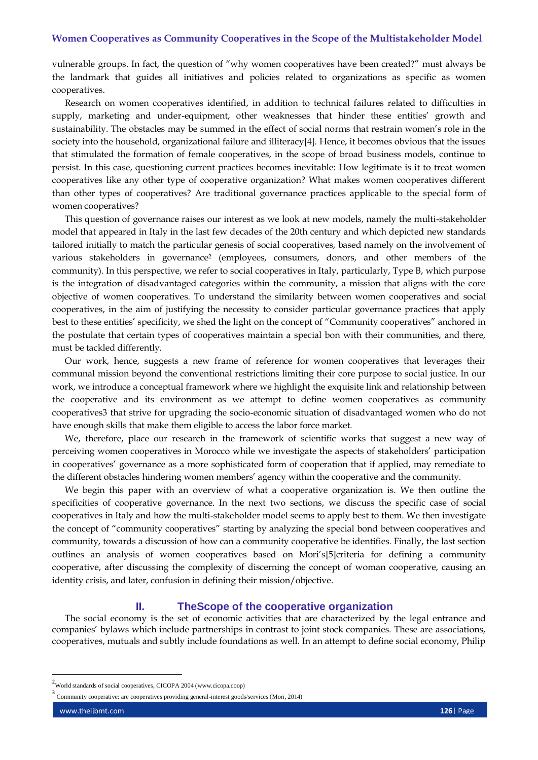vulnerable groups. In fact, the question of "why women cooperatives have been created?" must always be the landmark that guides all initiatives and policies related to organizations as specific as women cooperatives.

Research on women cooperatives identified, in addition to technical failures related to difficulties in supply, marketing and under-equipment, other weaknesses that hinder these entities' growth and sustainability. The obstacles may be summed in the effect of social norms that restrain women's role in the society into the household, organizational failure and illiteracy[4]. Hence, it becomes obvious that the issues that stimulated the formation of female cooperatives, in the scope of broad business models, continue to persist. In this case, questioning current practices becomes inevitable: How legitimate is it to treat women cooperatives like any other type of cooperative organization? What makes women cooperatives different than other types of cooperatives? Are traditional governance practices applicable to the special form of women cooperatives?

This question of governance raises our interest as we look at new models, namely the multi-stakeholder model that appeared in Italy in the last few decades of the 20th century and which depicted new standards tailored initially to match the particular genesis of social cooperatives, based namely on the involvement of various stakeholders in governance[2] (employees, consumers, donors, and other members of the community). In this perspective, we refer to social cooperatives in Italy, particularly, Type B, which purpose is the integration of disadvantaged categories within the community, a mission that aligns with the core objective of women cooperatives. To understand the similarity between women cooperatives and social cooperatives, in the aim of justifying the necessity to consider particular governance practices that apply best to these entities' specificity, we shed the light on the concept of "Community cooperatives" anchored in the postulate that certain types of cooperatives maintain a special bon with their communities, and there, must be tackled differently.

Our work, hence, suggests a new frame of reference for women cooperatives that leverages their communal mission beyond the conventional restrictions limiting their core purpose to social justice. In our work, we introduce a conceptual framework where we highlight the exquisite link and relationship between the cooperative and its environment as we attempt to define women cooperatives as community cooperatives[3] that strive for upgrading the socio-economic situation of disadvantaged women who do not have enough skills that make them eligible to access the labor force market.

We, therefore, place our research in the framework of scientific works that suggest a new way of perceiving women cooperatives in Morocco while we investigate the aspects of stakeholders' participation in cooperatives' governance as a more sophisticated form of cooperation that if applied, may remediate to the different obstacles hindering women members' agency within the cooperative and the community.

We begin this paper with an overview of what a cooperative organization is. We then outline the specificities of cooperative governance. In the next two sections, we discuss the specific case of social cooperatives in Italy and how the multi-stakeholder model seems to apply best to them. We then investigate the concept of "community cooperatives" starting by analyzing the special bond between cooperatives and community, towards a discussion of how can a community cooperative be identifies. Finally, the last section outlines an analysis of women cooperatives based on Mori's[5]criteria for defining a community cooperative, after discussing the complexity of discerning the concept of woman cooperative, causing an identity crisis, and later, confusion in defining their mission/objective.

## II. TheScope of the cooperative organization

The social economy is the set of economic activities that are characterized by the legal entrance and companies' bylaws which include partnerships in contrast to joint stock companies. These are associations, cooperatives, mutuals and subtly include foundations as well. In an attempt to define social economy, Philip

---

[2] World standards of social cooperatives, CICOPA 2004 (www.cicopa.coop)

[3] Community cooperative: are cooperatives providing general-interest goods/services (Mori, 2014)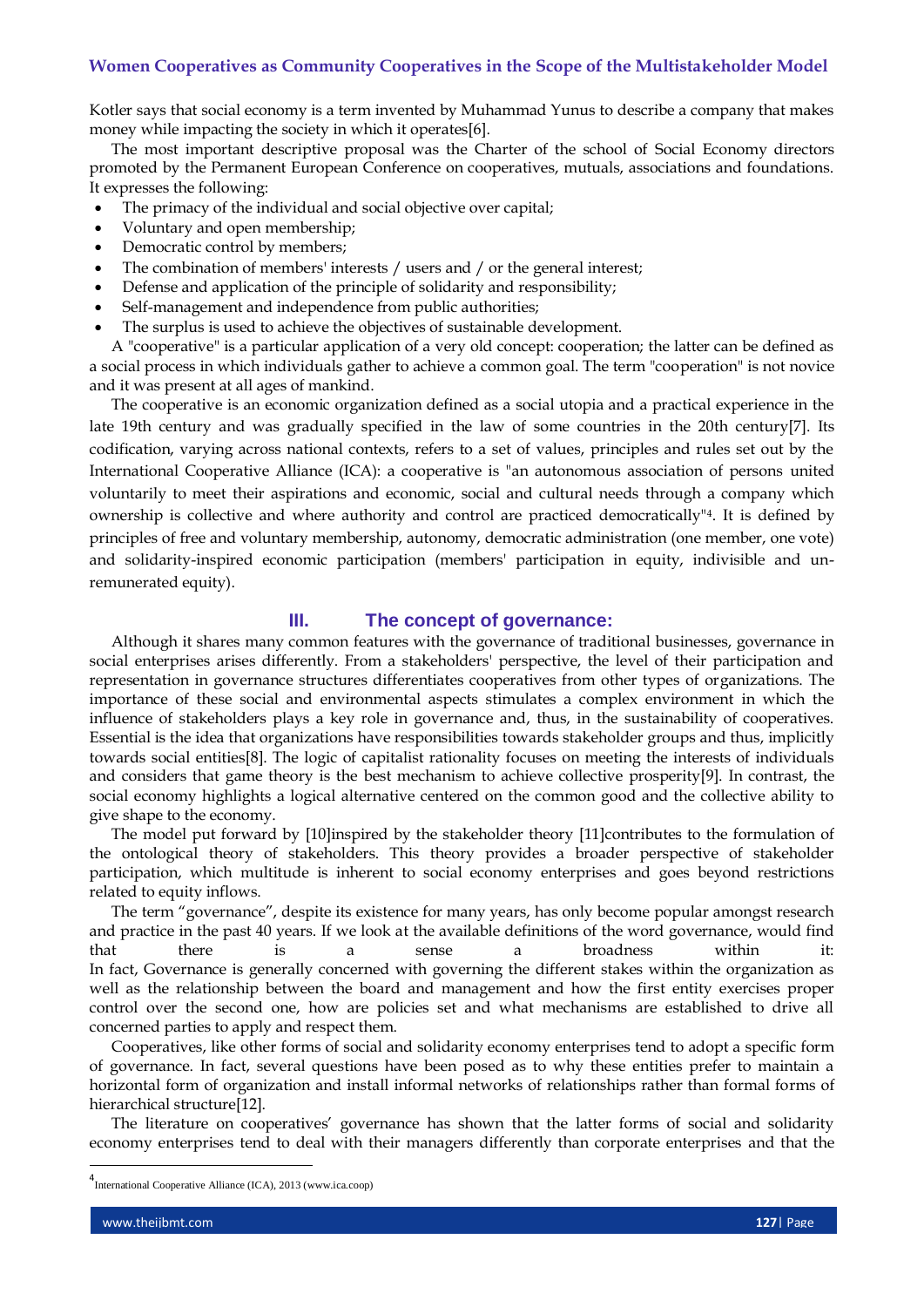Kotler says that social economy is a term invented by Muhammad Yunus to describe a company that makes money while impacting the society in which it operates[6].

The most important descriptive proposal was the Charter of the school of Social Economy directors promoted by the Permanent European Conference on cooperatives, mutuals, associations and foundations. It expresses the following:

- The primacy of the individual and social objective over capital;
- Voluntary and open membership;
- Democratic control by members;
- The combination of members' interests / users and / or the general interest;
- Defense and application of the principle of solidarity and responsibility;
- Self-management and independence from public authorities;
- The surplus is used to achieve the objectives of sustainable development.

A "cooperative" is a particular application of a very old concept: cooperation; the latter can be defined as a social process in which individuals gather to achieve a common goal. The term "cooperation" is not novice and it was present at all ages of mankind.

The cooperative is an economic organization defined as a social utopia and a practical experience in the late 19th century and was gradually specified in the law of some countries in the 20th century[7]. Its codification, varying across national contexts, refers to a set of values, principles and rules set out by the International Cooperative Alliance (ICA): a cooperative is "an autonomous association of persons united voluntarily to meet their aspirations and economic, social and cultural needs through a company which ownership is collective and where authority and control are practiced democratically"[4]. It is defined by principles of free and voluntary membership, autonomy, democratic administration (one member, one vote) and solidarity-inspired economic participation (members' participation in equity, indivisible and un-remunerated equity).

## III. The concept of governance:

Although it shares many common features with the governance of traditional businesses, governance in social enterprises arises differently. From a stakeholders' perspective, the level of their participation and representation in governance structures differentiates cooperatives from other types of organizations. The importance of these social and environmental aspects stimulates a complex environment in which the influence of stakeholders plays a key role in governance and, thus, in the sustainability of cooperatives. Essential is the idea that organizations have responsibilities towards stakeholder groups and thus, implicitly towards social entities[8]. The logic of capitalist rationality focuses on meeting the interests of individuals and considers that game theory is the best mechanism to achieve collective prosperity[9]. In contrast, the social economy highlights a logical alternative centered on the common good and the collective ability to give shape to the economy.

The model put forward by [10]inspired by the stakeholder theory [11]contributes to the formulation of the ontological theory of stakeholders. This theory provides a broader perspective of stakeholder participation, which multitude is inherent to social economy enterprises and goes beyond restrictions related to equity inflows.

The term "governance", despite its existence for many years, has only become popular amongst research and practice in the past 40 years. If we look at the available definitions of the word governance, would find that there is a sense a broadness within it:
In fact, Governance is generally concerned with governing the different stakes within the organization as well as the relationship between the board and management and how the first entity exercises proper control over the second one, how are policies set and what mechanisms are established to drive all concerned parties to apply and respect them.

Cooperatives, like other forms of social and solidarity economy enterprises tend to adopt a specific form of governance. In fact, several questions have been posed as to why these entities prefer to maintain a horizontal form of organization and install informal networks of relationships rather than formal forms of hierarchical structure[12].

The literature on cooperatives' governance has shown that the latter forms of social and solidarity economy enterprises tend to deal with their managers differently than corporate enterprises and that the

[4] International Cooperative Alliance (ICA), 2013 (www.ica.coop)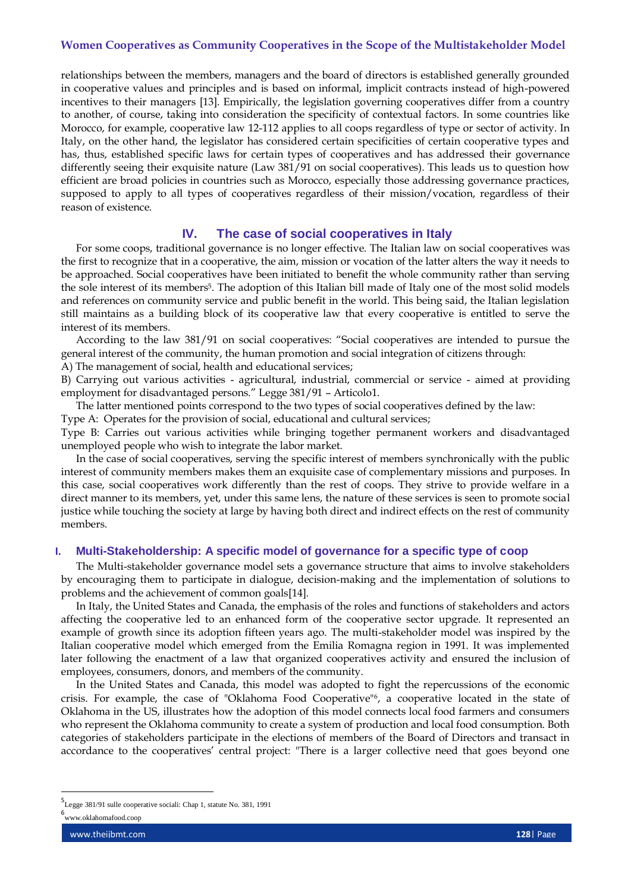relationships between the members, managers and the board of directors is established generally grounded in cooperative values and principles and is based on informal, implicit contracts instead of high-powered incentives to their managers [13]. Empirically, the legislation governing cooperatives differ from a country to another, of course, taking into consideration the specificity of contextual factors. In some countries like Morocco, for example, cooperative law 12-112 applies to all coops regardless of type or sector of activity. In Italy, on the other hand, the legislator has considered certain specificities of certain cooperative types and has, thus, established specific laws for certain types of cooperatives and has addressed their governance differently seeing their exquisite nature (Law 381/91 on social cooperatives). This leads us to question how efficient are broad policies in countries such as Morocco, especially those addressing governance practices, supposed to apply to all types of cooperatives regardless of their mission/vocation, regardless of their reason of existence.

## IV. The case of social cooperatives in Italy

For some coops, traditional governance is no longer effective. The Italian law on social cooperatives was the first to recognize that in a cooperative, the aim, mission or vocation of the latter alters the way it needs to be approached. Social cooperatives have been initiated to benefit the whole community rather than serving the sole interest of its members[5]. The adoption of this Italian bill made of Italy one of the most solid models and references on community service and public benefit in the world. This being said, the Italian legislation still maintains as a building block of its cooperative law that every cooperative is entitled to serve the interest of its members.

According to the law 381/91 on social cooperatives: "Social cooperatives are intended to pursue the general interest of the community, the human promotion and social integration of citizens through:

A) The management of social, health and educational services;

B) Carrying out various activities - agricultural, industrial, commercial or service - aimed at providing employment for disadvantaged persons." Legge 381/91 – Articolo1.

The latter mentioned points correspond to the two types of social cooperatives defined by the law:

Type A: Operates for the provision of social, educational and cultural services;

Type B: Carries out various activities while bringing together permanent workers and disadvantaged unemployed people who wish to integrate the labor market.

In the case of social cooperatives, serving the specific interest of members synchronically with the public interest of community members makes them an exquisite case of complementary missions and purposes. In this case, social cooperatives work differently than the rest of coops. They strive to provide welfare in a direct manner to its members, yet, under this same lens, the nature of these services is seen to promote social justice while touching the society at large by having both direct and indirect effects on the rest of community members.

## I. Multi-Stakeholdership: A specific model of governance for a specific type of coop

The Multi-stakeholder governance model sets a governance structure that aims to involve stakeholders by encouraging them to participate in dialogue, decision-making and the implementation of solutions to problems and the achievement of common goals[14].

In Italy, the United States and Canada, the emphasis of the roles and functions of stakeholders and actors affecting the cooperative led to an enhanced form of the cooperative sector upgrade. It represented an example of growth since its adoption fifteen years ago. The multi-stakeholder model was inspired by the Italian cooperative model which emerged from the Emilia Romagna region in 1991. It was implemented later following the enactment of a law that organized cooperatives activity and ensured the inclusion of employees, consumers, donors, and members of the community.

In the United States and Canada, this model was adopted to fight the repercussions of the economic crisis. For example, the case of "Oklahoma Food Cooperative"[6], a cooperative located in the state of Oklahoma in the US, illustrates how the adoption of this model connects local food farmers and consumers who represent the Oklahoma community to create a system of production and local food consumption. Both categories of stakeholders participate in the elections of members of the Board of Directors and transact in accordance to the cooperatives' central project: "There is a larger collective need that goes beyond one

---

[5] Legge 381/91 sulle cooperative sociali: Chap 1, statute No. 381, 1991

[6] www.oklahomafood.coop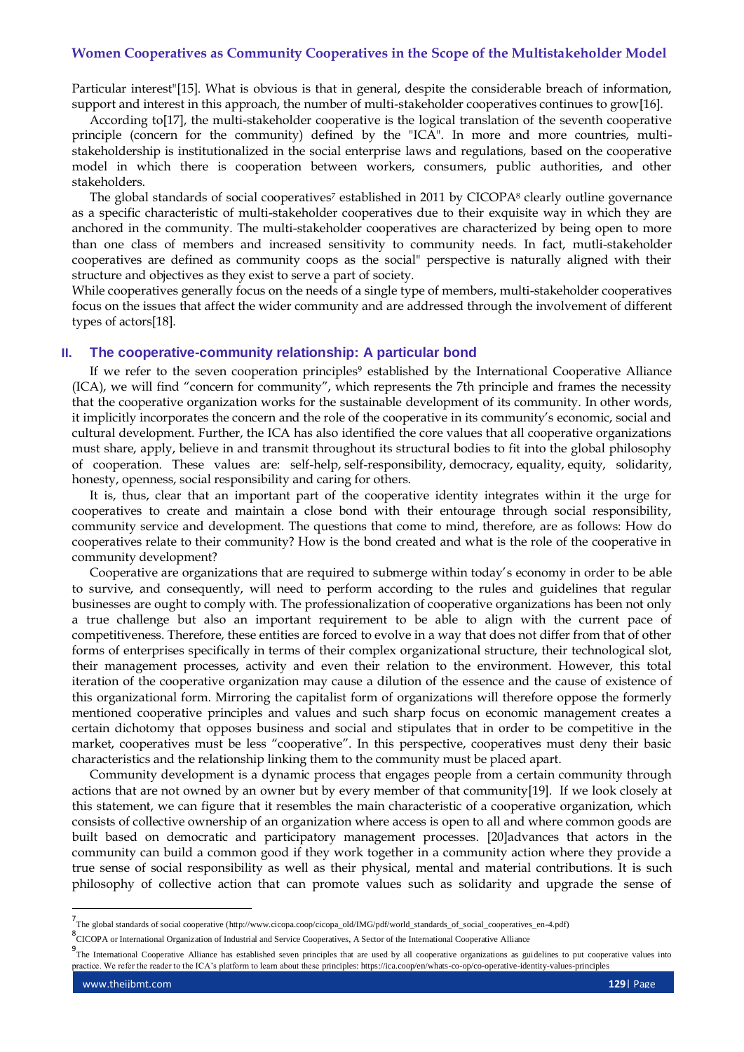Particular interest"[15]. What is obvious is that in general, despite the considerable breach of information, support and interest in this approach, the number of multi-stakeholder cooperatives continues to grow[16].

According to[17], the multi-stakeholder cooperative is the logical translation of the seventh cooperative principle (concern for the community) defined by the "ICA". In more and more countries, multi-stakeholdership is institutionalized in the social enterprise laws and regulations, based on the cooperative model in which there is cooperation between workers, consumers, public authorities, and other stakeholders.

The global standards of social cooperatives[7] established in 2011 by CICOPA[8] clearly outline governance as a specific characteristic of multi-stakeholder cooperatives due to their exquisite way in which they are anchored in the community. The multi-stakeholder cooperatives are characterized by being open to more than one class of members and increased sensitivity to community needs. In fact, mutli-stakeholder cooperatives are defined as community coops as the social" perspective is naturally aligned with their structure and objectives as they exist to serve a part of society.

While cooperatives generally focus on the needs of a single type of members, multi-stakeholder cooperatives focus on the issues that affect the wider community and are addressed through the involvement of different types of actors[18].

## II. The cooperative-community relationship: A particular bond

If we refer to the seven cooperation principles[9] established by the International Cooperative Alliance (ICA), we will find "concern for community", which represents the 7th principle and frames the necessity that the cooperative organization works for the sustainable development of its community. In other words, it implicitly incorporates the concern and the role of the cooperative in its community's economic, social and cultural development. Further, the ICA has also identified the core values that all cooperative organizations must share, apply, believe in and transmit throughout its structural bodies to fit into the global philosophy of cooperation. These values are: self-help, self-responsibility, democracy, equality, equity, solidarity, honesty, openness, social responsibility and caring for others.

It is, thus, clear that an important part of the cooperative identity integrates within it the urge for cooperatives to create and maintain a close bond with their entourage through social responsibility, community service and development. The questions that come to mind, therefore, are as follows: How do cooperatives relate to their community? How is the bond created and what is the role of the cooperative in community development?

Cooperative are organizations that are required to submerge within today's economy in order to be able to survive, and consequently, will need to perform according to the rules and guidelines that regular businesses are ought to comply with. The professionalization of cooperative organizations has been not only a true challenge but also an important requirement to be able to align with the current pace of competitiveness. Therefore, these entities are forced to evolve in a way that does not differ from that of other forms of enterprises specifically in terms of their complex organizational structure, their technological slot, their management processes, activity and even their relation to the environment. However, this total iteration of the cooperative organization may cause a dilution of the essence and the cause of existence of this organizational form. Mirroring the capitalist form of organizations will therefore oppose the formerly mentioned cooperative principles and values and such sharp focus on economic management creates a certain dichotomy that opposes business and social and stipulates that in order to be competitive in the market, cooperatives must be less "cooperative". In this perspective, cooperatives must deny their basic characteristics and the relationship linking them to the community must be placed apart.

Community development is a dynamic process that engages people from a certain community through actions that are not owned by an owner but by every member of that community[19]. If we look closely at this statement, we can figure that it resembles the main characteristic of a cooperative organization, which consists of collective ownership of an organization where access is open to all and where common goods are built based on democratic and participatory management processes. [20]advances that actors in the community can build a common good if they work together in a community action where they provide a true sense of social responsibility as well as their physical, mental and material contributions. It is such philosophy of collective action that can promote values such as solidarity and upgrade the sense of

---

[7] The global standards of social cooperative (http://www.cicopa.coop/cicopa_old/IMG/pdf/world_standards_of_social_cooperatives_en-4.pdf)

[8] CICOPA or International Organization of Industrial and Service Cooperatives, A Sector of the International Cooperative Alliance

[9] The International Cooperative Alliance has established seven principles that are used by all cooperative organizations as guidelines to put cooperative values into practice. We refer the reader to the ICA's platform to learn about these principles: https://ica.coop/en/whats-co-op/co-operative-identity-values-principles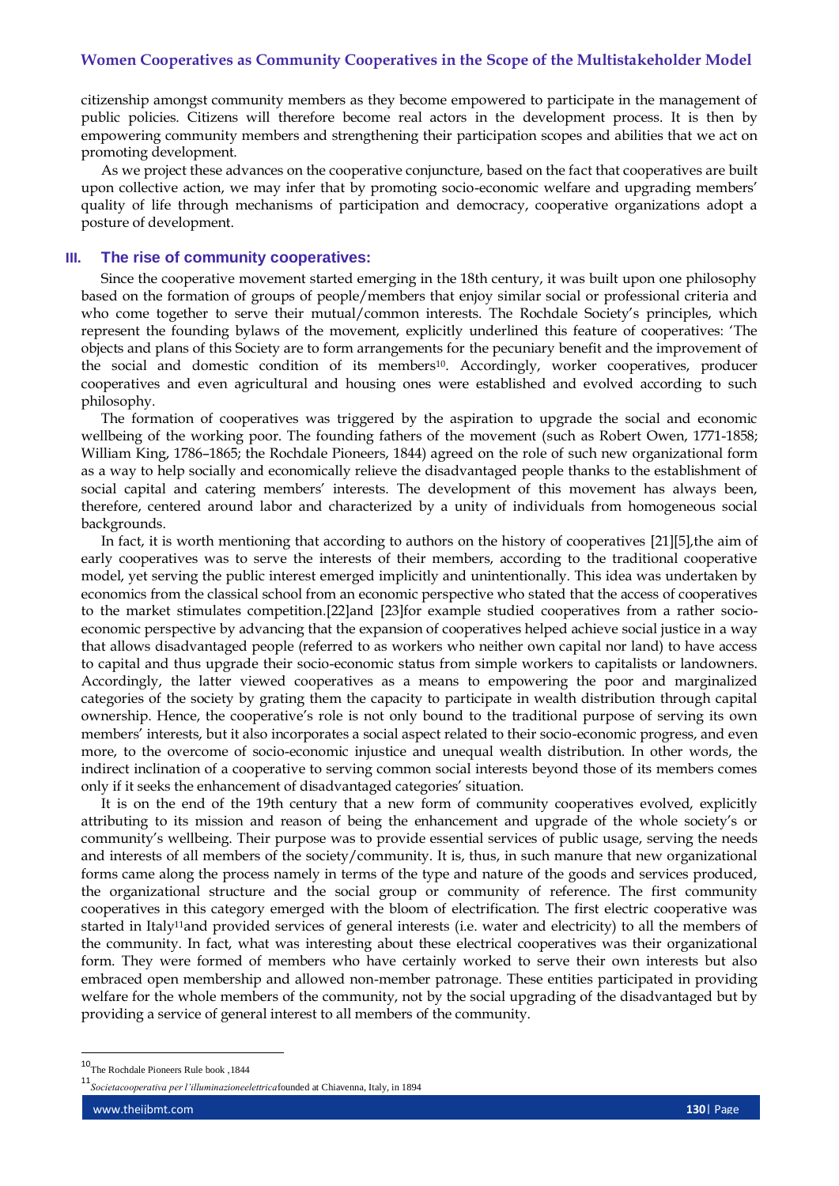citizenship amongst community members as they become empowered to participate in the management of public policies. Citizens will therefore become real actors in the development process. It is then by empowering community members and strengthening their participation scopes and abilities that we act on promoting development.

As we project these advances on the cooperative conjuncture, based on the fact that cooperatives are built upon collective action, we may infer that by promoting socio-economic welfare and upgrading members' quality of life through mechanisms of participation and democracy, cooperative organizations adopt a posture of development.

## III. The rise of community cooperatives:

Since the cooperative movement started emerging in the 18th century, it was built upon one philosophy based on the formation of groups of people/members that enjoy similar social or professional criteria and who come together to serve their mutual/common interests. The Rochdale Society's principles, which represent the founding bylaws of the movement, explicitly underlined this feature of cooperatives: 'The objects and plans of this Society are to form arrangements for the pecuniary benefit and the improvement of the social and domestic condition of its members[10]. Accordingly, worker cooperatives, producer cooperatives and even agricultural and housing ones were established and evolved according to such philosophy.

The formation of cooperatives was triggered by the aspiration to upgrade the social and economic wellbeing of the working poor. The founding fathers of the movement (such as Robert Owen, 1771-1858; William King, 1786–1865; the Rochdale Pioneers, 1844) agreed on the role of such new organizational form as a way to help socially and economically relieve the disadvantaged people thanks to the establishment of social capital and catering members' interests. The development of this movement has always been, therefore, centered around labor and characterized by a unity of individuals from homogeneous social backgrounds.

In fact, it is worth mentioning that according to authors on the history of cooperatives [21][5],the aim of early cooperatives was to serve the interests of their members, according to the traditional cooperative model, yet serving the public interest emerged implicitly and unintentionally. This idea was undertaken by economics from the classical school from an economic perspective who stated that the access of cooperatives to the market stimulates competition.[22]and [23]for example studied cooperatives from a rather socio-economic perspective by advancing that the expansion of cooperatives helped achieve social justice in a way that allows disadvantaged people (referred to as workers who neither own capital nor land) to have access to capital and thus upgrade their socio-economic status from simple workers to capitalists or landowners. Accordingly, the latter viewed cooperatives as a means to empowering the poor and marginalized categories of the society by grating them the capacity to participate in wealth distribution through capital ownership. Hence, the cooperative's role is not only bound to the traditional purpose of serving its own members' interests, but it also incorporates a social aspect related to their socio-economic progress, and even more, to the overcome of socio-economic injustice and unequal wealth distribution. In other words, the indirect inclination of a cooperative to serving common social interests beyond those of its members comes only if it seeks the enhancement of disadvantaged categories' situation.

It is on the end of the 19th century that a new form of community cooperatives evolved, explicitly attributing to its mission and reason of being the enhancement and upgrade of the whole society's or community's wellbeing. Their purpose was to provide essential services of public usage, serving the needs and interests of all members of the society/community. It is, thus, in such manure that new organizational forms came along the process namely in terms of the type and nature of the goods and services produced, the organizational structure and the social group or community of reference. The first community cooperatives in this category emerged with the bloom of electrification. The first electric cooperative was started in Italy[11]and provided services of general interests (i.e. water and electricity) to all the members of the community. In fact, what was interesting about these electrical cooperatives was their organizational form. They were formed of members who have certainly worked to serve their own interests but also embraced open membership and allowed non-member patronage. These entities participated in providing welfare for the whole members of the community, not by the social upgrading of the disadvantaged but by providing a service of general interest to all members of the community.

---

[10] The Rochdale Pioneers Rule book ,1844

[11] *Societacooperativa per l'illuminazioneelettrica* founded at Chiavenna, Italy, in 1894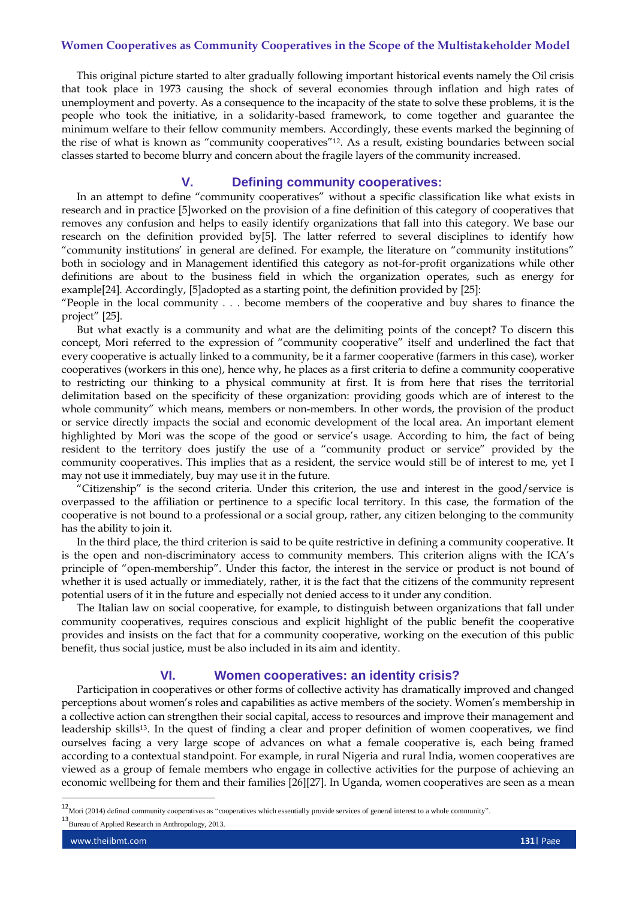This original picture started to alter gradually following important historical events namely the Oil crisis that took place in 1973 causing the shock of several economies through inflation and high rates of unemployment and poverty. As a consequence to the incapacity of the state to solve these problems, it is the people who took the initiative, in a solidarity-based framework, to come together and guarantee the minimum welfare to their fellow community members. Accordingly, these events marked the beginning of the rise of what is known as "community cooperatives"[12]. As a result, existing boundaries between social classes started to become blurry and concern about the fragile layers of the community increased.

## V. Defining community cooperatives:

In an attempt to define "community cooperatives" without a specific classification like what exists in research and in practice [5]worked on the provision of a fine definition of this category of cooperatives that removes any confusion and helps to easily identify organizations that fall into this category. We base our research on the definition provided by[5]. The latter referred to several disciplines to identify how "community institutions' in general are defined. For example, the literature on "community institutions" both in sociology and in Management identified this category as not-for-profit organizations while other definitions are about to the business field in which the organization operates, such as energy for example[24]. Accordingly, [5]adopted as a starting point, the definition provided by [25]:

"People in the local community . . . become members of the cooperative and buy shares to finance the project" [25].

But what exactly is a community and what are the delimiting points of the concept? To discern this concept, Mori referred to the expression of "community cooperative" itself and underlined the fact that every cooperative is actually linked to a community, be it a farmer cooperative (farmers in this case), worker cooperatives (workers in this one), hence why, he places as a first criteria to define a community cooperative to restricting our thinking to a physical community at first. It is from here that rises the territorial delimitation based on the specificity of these organization: providing goods which are of interest to the whole community" which means, members or non-members. In other words, the provision of the product or service directly impacts the social and economic development of the local area. An important element highlighted by Mori was the scope of the good or service's usage. According to him, the fact of being resident to the territory does justify the use of a "community product or service" provided by the community cooperatives. This implies that as a resident, the service would still be of interest to me, yet I may not use it immediately, buy may use it in the future.

"Citizenship" is the second criteria. Under this criterion, the use and interest in the good/service is overpassed to the affiliation or pertinence to a specific local territory. In this case, the formation of the cooperative is not bound to a professional or a social group, rather, any citizen belonging to the community has the ability to join it.

In the third place, the third criterion is said to be quite restrictive in defining a community cooperative. It is the open and non-discriminatory access to community members. This criterion aligns with the ICA's principle of "open-membership". Under this factor, the interest in the service or product is not bound of whether it is used actually or immediately, rather, it is the fact that the citizens of the community represent potential users of it in the future and especially not denied access to it under any condition.

The Italian law on social cooperative, for example, to distinguish between organizations that fall under community cooperatives, requires conscious and explicit highlight of the public benefit the cooperative provides and insists on the fact that for a community cooperative, working on the execution of this public benefit, thus social justice, must be also included in its aim and identity.

## VI. Women cooperatives: an identity crisis?

Participation in cooperatives or other forms of collective activity has dramatically improved and changed perceptions about women's roles and capabilities as active members of the society. Women's membership in a collective action can strengthen their social capital, access to resources and improve their management and leadership skills[13]. In the quest of finding a clear and proper definition of women cooperatives, we find ourselves facing a very large scope of advances on what a female cooperative is, each being framed according to a contextual standpoint. For example, in rural Nigeria and rural India, women cooperatives are viewed as a group of female members who engage in collective activities for the purpose of achieving an economic wellbeing for them and their families [26][27]. In Uganda, women cooperatives are seen as a mean

[12] Mori (2014) defined community cooperatives as "cooperatives which essentially provide services of general interest to a whole community".

[13] Bureau of Applied Research in Anthropology, 2013.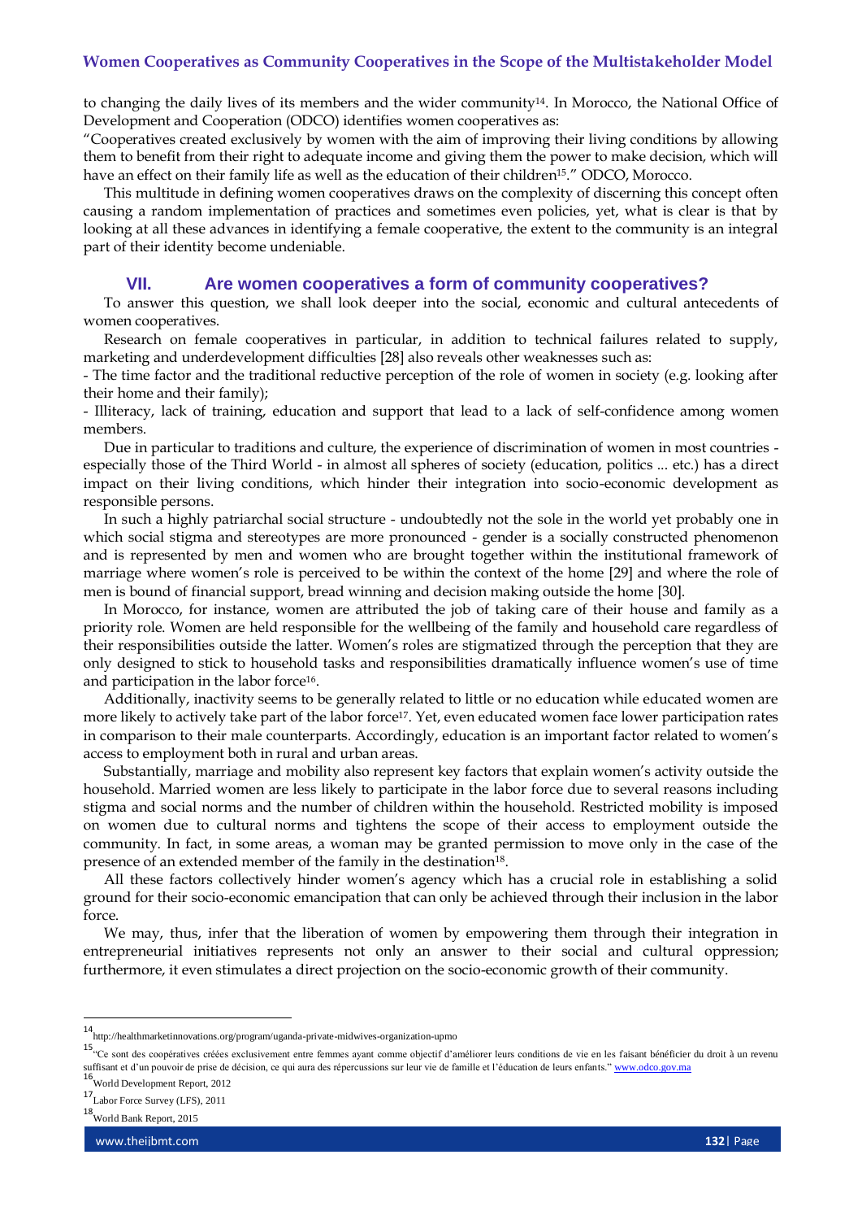to changing the daily lives of its members and the wider community[14]. In Morocco, the National Office of Development and Cooperation (ODCO) identifies women cooperatives as:

"Cooperatives created exclusively by women with the aim of improving their living conditions by allowing them to benefit from their right to adequate income and giving them the power to make decision, which will have an effect on their family life as well as the education of their children[15]." ODCO, Morocco.

This multitude in defining women cooperatives draws on the complexity of discerning this concept often causing a random implementation of practices and sometimes even policies, yet, what is clear is that by looking at all these advances in identifying a female cooperative, the extent to the community is an integral part of their identity become undeniable.

## VII. Are women cooperatives a form of community cooperatives?

To answer this question, we shall look deeper into the social, economic and cultural antecedents of women cooperatives.

Research on female cooperatives in particular, in addition to technical failures related to supply, marketing and underdevelopment difficulties [28] also reveals other weaknesses such as:

- The time factor and the traditional reductive perception of the role of women in society (e.g. looking after their home and their family);
- Illiteracy, lack of training, education and support that lead to a lack of self-confidence among women members.

Due in particular to traditions and culture, the experience of discrimination of women in most countries - especially those of the Third World - in almost all spheres of society (education, politics ... etc.) has a direct impact on their living conditions, which hinder their integration into socio-economic development as responsible persons.

In such a highly patriarchal social structure - undoubtedly not the sole in the world yet probably one in which social stigma and stereotypes are more pronounced - gender is a socially constructed phenomenon and is represented by men and women who are brought together within the institutional framework of marriage where women's role is perceived to be within the context of the home [29] and where the role of men is bound of financial support, bread winning and decision making outside the home [30].

In Morocco, for instance, women are attributed the job of taking care of their house and family as a priority role. Women are held responsible for the wellbeing of the family and household care regardless of their responsibilities outside the latter. Women's roles are stigmatized through the perception that they are only designed to stick to household tasks and responsibilities dramatically influence women's use of time and participation in the labor force[16].

Additionally, inactivity seems to be generally related to little or no education while educated women are more likely to actively take part of the labor force[17]. Yet, even educated women face lower participation rates in comparison to their male counterparts. Accordingly, education is an important factor related to women's access to employment both in rural and urban areas.

Substantially, marriage and mobility also represent key factors that explain women's activity outside the household. Married women are less likely to participate in the labor force due to several reasons including stigma and social norms and the number of children within the household. Restricted mobility is imposed on women due to cultural norms and tightens the scope of their access to employment outside the community. In fact, in some areas, a woman may be granted permission to move only in the case of the presence of an extended member of the family in the destination[18].

All these factors collectively hinder women's agency which has a crucial role in establishing a solid ground for their socio-economic emancipation that can only be achieved through their inclusion in the labor force.

We may, thus, infer that the liberation of women by empowering them through their integration in entrepreneurial initiatives represents not only an answer to their social and cultural oppression; furthermore, it even stimulates a direct projection on the socio-economic growth of their community.

---

[14] http://healthmarketinnovations.org/program/uganda-private-midwives-organization-upmo

[15] "Ce sont des coopératives créées exclusivement entre femmes ayant comme objectif d'améliorer leurs conditions de vie en les faisant bénéficier du droit à un revenu suffisant et d'un pouvoir de prise de décision, ce qui aura des répercussions sur leur vie de famille et l'éducation de leurs enfants." www.odco.gov.ma

[16] World Development Report, 2012

[17] Labor Force Survey (LFS), 2011

[18] World Bank Report, 2015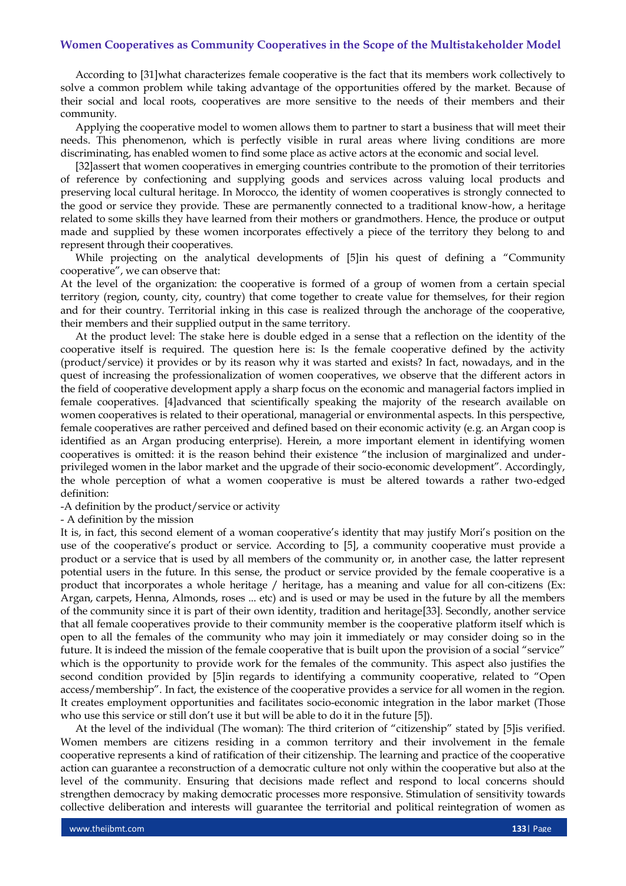According to [31]what characterizes female cooperative is the fact that its members work collectively to solve a common problem while taking advantage of the opportunities offered by the market. Because of their social and local roots, cooperatives are more sensitive to the needs of their members and their community.

Applying the cooperative model to women allows them to partner to start a business that will meet their needs. This phenomenon, which is perfectly visible in rural areas where living conditions are more discriminating, has enabled women to find some place as active actors at the economic and social level.

[32]assert that women cooperatives in emerging countries contribute to the promotion of their territories of reference by confectioning and supplying goods and services across valuing local products and preserving local cultural heritage. In Morocco, the identity of women cooperatives is strongly connected to the good or service they provide. These are permanently connected to a traditional know-how, a heritage related to some skills they have learned from their mothers or grandmothers. Hence, the produce or output made and supplied by these women incorporates effectively a piece of the territory they belong to and represent through their cooperatives.

While projecting on the analytical developments of [5]in his quest of defining a "Community cooperative", we can observe that:

At the level of the organization: the cooperative is formed of a group of women from a certain special territory (region, county, city, country) that come together to create value for themselves, for their region and for their country. Territorial inking in this case is realized through the anchorage of the cooperative, their members and their supplied output in the same territory.

At the product level: The stake here is double edged in a sense that a reflection on the identity of the cooperative itself is required. The question here is: Is the female cooperative defined by the activity (product/service) it provides or by its reason why it was started and exists? In fact, nowadays, and in the quest of increasing the professionalization of women cooperatives, we observe that the different actors in the field of cooperative development apply a sharp focus on the economic and managerial factors implied in female cooperatives. [4]advanced that scientifically speaking the majority of the research available on women cooperatives is related to their operational, managerial or environmental aspects. In this perspective, female cooperatives are rather perceived and defined based on their economic activity (e.g. an Argan coop is identified as an Argan producing enterprise). Herein, a more important element in identifying women cooperatives is omitted: it is the reason behind their existence "the inclusion of marginalized and under-privileged women in the labor market and the upgrade of their socio-economic development". Accordingly, the whole perception of what a women cooperative is must be altered towards a rather two-edged definition:

-A definition by the product/service or activity

- A definition by the mission

It is, in fact, this second element of a woman cooperative's identity that may justify Mori's position on the use of the cooperative's product or service. According to [5], a community cooperative must provide a product or a service that is used by all members of the community or, in another case, the latter represent potential users in the future. In this sense, the product or service provided by the female cooperative is a product that incorporates a whole heritage / heritage, has a meaning and value for all con-citizens (Ex: Argan, carpets, Henna, Almonds, roses ... etc) and is used or may be used in the future by all the members of the community since it is part of their own identity, tradition and heritage[33]. Secondly, another service that all female cooperatives provide to their community member is the cooperative platform itself which is open to all the females of the community who may join it immediately or may consider doing so in the future. It is indeed the mission of the female cooperative that is built upon the provision of a social "service" which is the opportunity to provide work for the females of the community. This aspect also justifies the second condition provided by [5]in regards to identifying a community cooperative, related to "Open access/membership". In fact, the existence of the cooperative provides a service for all women in the region. It creates employment opportunities and facilitates socio-economic integration in the labor market (Those who use this service or still don't use it but will be able to do it in the future [5]).

At the level of the individual (The woman): The third criterion of "citizenship" stated by [5]is verified. Women members are citizens residing in a common territory and their involvement in the female cooperative represents a kind of ratification of their citizenship. The learning and practice of the cooperative action can guarantee a reconstruction of a democratic culture not only within the cooperative but also at the level of the community. Ensuring that decisions made reflect and respond to local concerns should strengthen democracy by making democratic processes more responsive. Stimulation of sensitivity towards collective deliberation and interests will guarantee the territorial and political reintegration of women as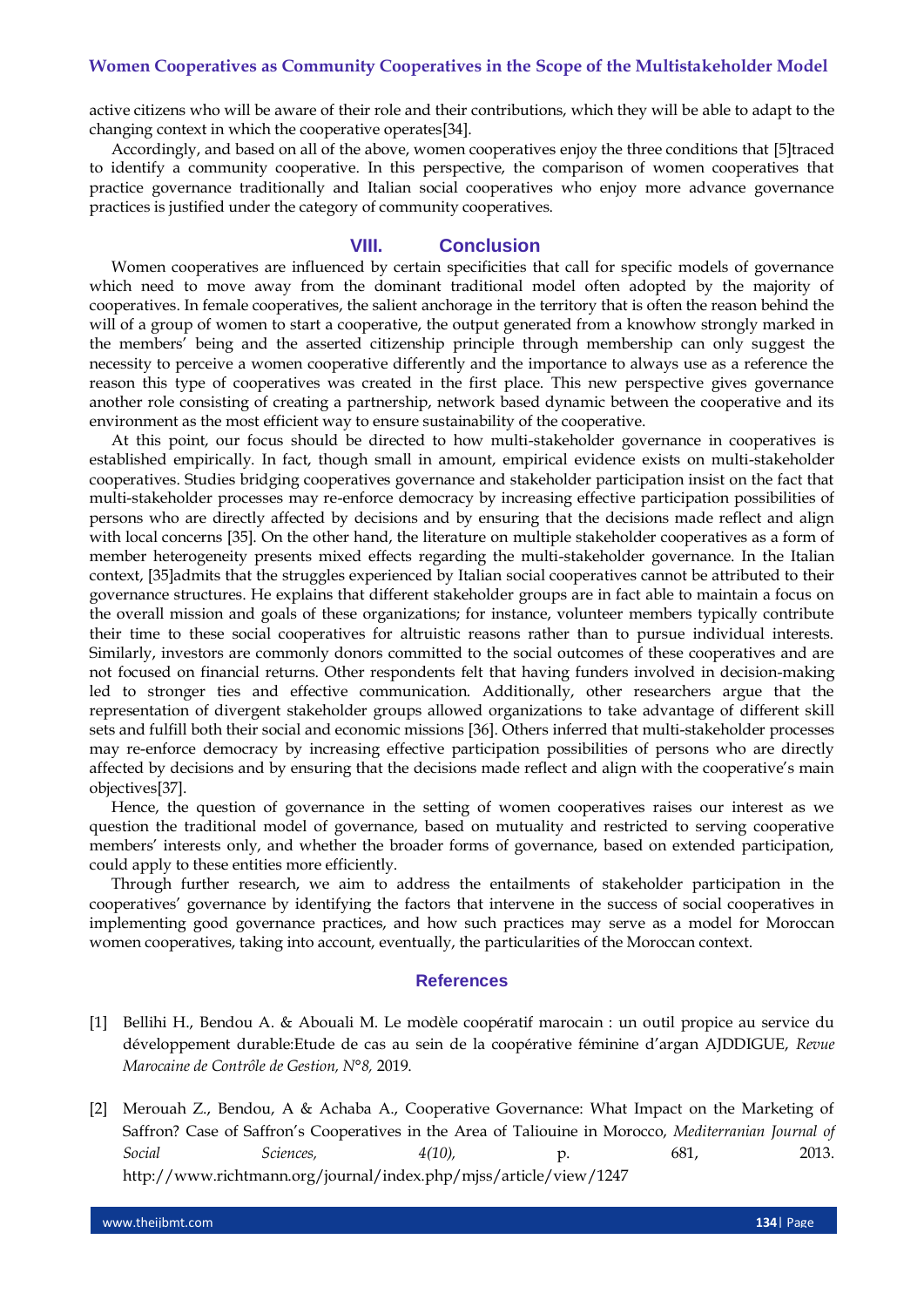active citizens who will be aware of their role and their contributions, which they will be able to adapt to the changing context in which the cooperative operates[34].

Accordingly, and based on all of the above, women cooperatives enjoy the three conditions that [5]traced to identify a community cooperative. In this perspective, the comparison of women cooperatives that practice governance traditionally and Italian social cooperatives who enjoy more advance governance practices is justified under the category of community cooperatives.

## VIII. Conclusion

Women cooperatives are influenced by certain specificities that call for specific models of governance which need to move away from the dominant traditional model often adopted by the majority of cooperatives. In female cooperatives, the salient anchorage in the territory that is often the reason behind the will of a group of women to start a cooperative, the output generated from a knowhow strongly marked in the members' being and the asserted citizenship principle through membership can only suggest the necessity to perceive a women cooperative differently and the importance to always use as a reference the reason this type of cooperatives was created in the first place. This new perspective gives governance another role consisting of creating a partnership, network based dynamic between the cooperative and its environment as the most efficient way to ensure sustainability of the cooperative.

At this point, our focus should be directed to how multi-stakeholder governance in cooperatives is established empirically. In fact, though small in amount, empirical evidence exists on multi-stakeholder cooperatives. Studies bridging cooperatives governance and stakeholder participation insist on the fact that multi-stakeholder processes may re-enforce democracy by increasing effective participation possibilities of persons who are directly affected by decisions and by ensuring that the decisions made reflect and align with local concerns [35]. On the other hand, the literature on multiple stakeholder cooperatives as a form of member heterogeneity presents mixed effects regarding the multi-stakeholder governance. In the Italian context, [35]admits that the struggles experienced by Italian social cooperatives cannot be attributed to their governance structures. He explains that different stakeholder groups are in fact able to maintain a focus on the overall mission and goals of these organizations; for instance, volunteer members typically contribute their time to these social cooperatives for altruistic reasons rather than to pursue individual interests. Similarly, investors are commonly donors committed to the social outcomes of these cooperatives and are not focused on financial returns. Other respondents felt that having funders involved in decision-making led to stronger ties and effective communication. Additionally, other researchers argue that the representation of divergent stakeholder groups allowed organizations to take advantage of different skill sets and fulfill both their social and economic missions [36]. Others inferred that multi-stakeholder processes may re-enforce democracy by increasing effective participation possibilities of persons who are directly affected by decisions and by ensuring that the decisions made reflect and align with the cooperative's main objectives[37].

Hence, the question of governance in the setting of women cooperatives raises our interest as we question the traditional model of governance, based on mutuality and restricted to serving cooperative members' interests only, and whether the broader forms of governance, based on extended participation, could apply to these entities more efficiently.

Through further research, we aim to address the entailments of stakeholder participation in the cooperatives' governance by identifying the factors that intervene in the success of social cooperatives in implementing good governance practices, and how such practices may serve as a model for Moroccan women cooperatives, taking into account, eventually, the particularities of the Moroccan context.

## References

[1] Bellihi H., Bendou A. & Abouali M. Le modèle coopératif marocain : un outil propice au service du développement durable:Etude de cas au sein de la coopérative féminine d'argan AJDDIGUE, *Revue Marocaine de Contrôle de Gestion, N°8,* 2019.

[2] Merouah Z., Bendou, A & Achaba A., Cooperative Governance: What Impact on the Marketing of Saffron? Case of Saffron's Cooperatives in the Area of Taliouine in Morocco, *Mediterranian Journal of Social Sciences, 4(10),* p. 681, 2013. http://www.richtmann.org/journal/index.php/mjss/article/view/1247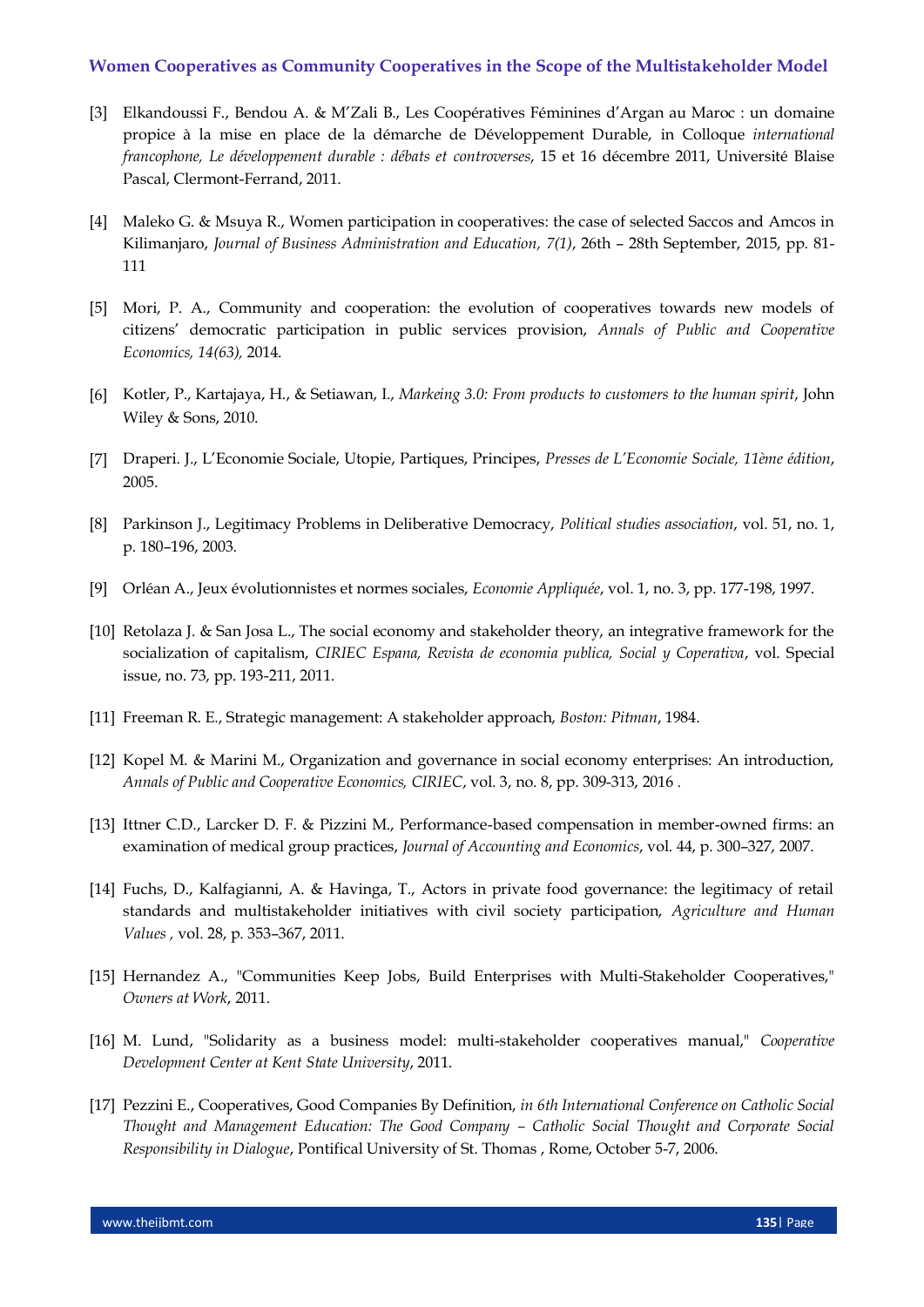[3] Elkandoussi F., Bendou A. & M'Zali B., Les Coopératives Féminines d'Argan au Maroc : un domaine propice à la mise en place de la démarche de Développement Durable, in Colloque *international francophone, Le développement durable : débats et controverses*, 15 et 16 décembre 2011, Université Blaise Pascal, Clermont-Ferrand, 2011.

[4] Maleko G. & Msuya R., Women participation in cooperatives: the case of selected Saccos and Amcos in Kilimanjaro, *Journal of Business Administration and Education, 7(1)*, 26th – 28th September, 2015, pp. 81-111

[5] Mori, P. A., Community and cooperation: the evolution of cooperatives towards new models of citizens' democratic participation in public services provision, *Annals of Public and Cooperative Economics, 14(63),* 2014.

[6] Kotler, P., Kartajaya, H., & Setiawan, I., *Markeing 3.0: From products to customers to the human spirit*, John Wiley & Sons, 2010.

[7] Draperi. J., L'Economie Sociale, Utopie, Partiques, Principes, *Presses de L'Economie Sociale, 11ème édition*, 2005.

[8] Parkinson J., Legitimacy Problems in Deliberative Democracy, *Political studies association*, vol. 51, no. 1, p. 180–196, 2003.

[9] Orléan A., Jeux évolutionnistes et normes sociales, *Economie Appliquée*, vol. 1, no. 3, pp. 177-198, 1997.

[10] Retolaza J. & San Josa L., The social economy and stakeholder theory, an integrative framework for the socialization of capitalism, *CIRIEC Espana, Revista de economia publica, Social y Coperativa*, vol. Special issue, no. 73, pp. 193-211, 2011.

[11] Freeman R. E., Strategic management: A stakeholder approach, *Boston: Pitman*, 1984.

[12] Kopel M. & Marini M., Organization and governance in social economy enterprises: An introduction, *Annals of Public and Cooperative Economics, CIRIEC*, vol. 3, no. 8, pp. 309-313, 2016 .

[13] Ittner C.D., Larcker D. F. & Pizzini M., Performance-based compensation in member-owned firms: an examination of medical group practices, *Journal of Accounting and Economics*, vol. 44, p. 300–327, 2007.

[14] Fuchs, D., Kalfagianni, A. & Havinga, T., Actors in private food governance: the legitimacy of retail standards and multistakeholder initiatives with civil society participation, *Agriculture and Human Values ,* vol. 28, p. 353–367, 2011.

[15] Hernandez A., "Communities Keep Jobs, Build Enterprises with Multi-Stakeholder Cooperatives," *Owners at Work*, 2011.

[16] M. Lund, "Solidarity as a business model: multi-stakeholder cooperatives manual," *Cooperative Development Center at Kent State University*, 2011.

[17] Pezzini E., Cooperatives, Good Companies By Definition, *in 6th International Conference on Catholic Social Thought and Management Education: The Good Company – Catholic Social Thought and Corporate Social Responsibility in Dialogue*, Pontifical University of St. Thomas , Rome, October 5-7, 2006.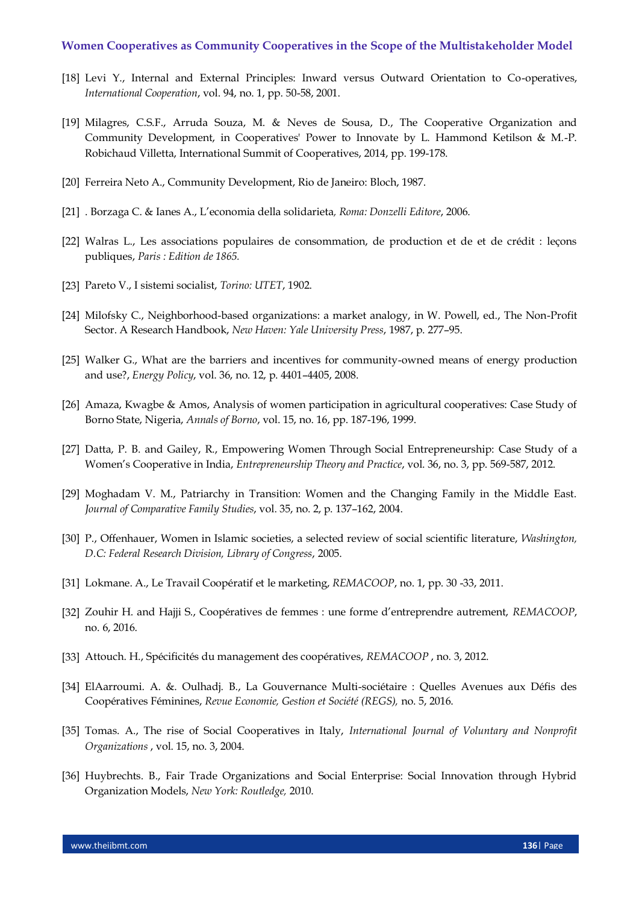[18] Levi Y., Internal and External Principles: Inward versus Outward Orientation to Co-operatives, *International Cooperation*, vol. 94, no. 1, pp. 50-58, 2001.

[19] Milagres, C.S.F., Arruda Souza, M. & Neves de Sousa, D., The Cooperative Organization and Community Development, in Cooperatives' Power to Innovate by L. Hammond Ketilson & M.-P. Robichaud Villetta, International Summit of Cooperatives, 2014, pp. 199-178.

[20] Ferreira Neto A., Community Development, Rio de Janeiro: Bloch, 1987.

[21] . Borzaga C. & Ianes A., L'economia della solidarieta*, Roma: Donzelli Editore*, 2006.

[22] Walras L., Les associations populaires de consommation, de production et de et de crédit : leçons publiques, *Paris : Edition de 1865.*

[23] Pareto V., I sistemi socialist, *Torino: UTET*, 1902.

[24] Milofsky C., Neighborhood-based organizations: a market analogy, in W. Powell, ed., The Non-Profit Sector. A Research Handbook, *New Haven: Yale University Press*, 1987, p. 277–95.

[25] Walker G., What are the barriers and incentives for community-owned means of energy production and use?, *Energy Policy*, vol. 36, no. 12, p. 4401–4405, 2008.

[26] Amaza, Kwagbe & Amos, Analysis of women participation in agricultural cooperatives: Case Study of Borno State, Nigeria, *Annals of Borno*, vol. 15, no. 16, pp. 187-196, 1999.

[27] Datta, P. B. and Gailey, R., Empowering Women Through Social Entrepreneurship: Case Study of a Women's Cooperative in India, *Entrepreneurship Theory and Practice*, vol. 36, no. 3, pp. 569-587, 2012.

[29] Moghadam V. M., Patriarchy in Transition: Women and the Changing Family in the Middle East. *Journal of Comparative Family Studies*, vol. 35, no. 2, p. 137–162, 2004.

[30] P., Offenhauer, Women in Islamic societies, a selected review of social scientific literature, *Washington, D.C: Federal Research Division, Library of Congress*, 2005.

[31] Lokmane. A., Le Travail Coopératif et le marketing, *REMACOOP*, no. 1, pp. 30 -33, 2011.

[32] Zouhir H. and Hajji S., Coopératives de femmes : une forme d'entreprendre autrement, *REMACOOP*, no. 6, 2016.

[33] Attouch. H., Spécificités du management des coopératives, *REMACOOP* , no. 3, 2012.

[34] ElAarroumi. A. &. Oulhadj. B., La Gouvernance Multi-sociétaire : Quelles Avenues aux Défis des Coopératives Féminines, *Revue Economie, Gestion et Société (REGS),* no. 5, 2016.

[35] Tomas. A., The rise of Social Cooperatives in Italy, *International Journal of Voluntary and Nonprofit Organizations* , vol. 15, no. 3, 2004.

[36] Huybrechts. B., Fair Trade Organizations and Social Enterprise: Social Innovation through Hybrid Organization Models, *New York: Routledge,* 2010.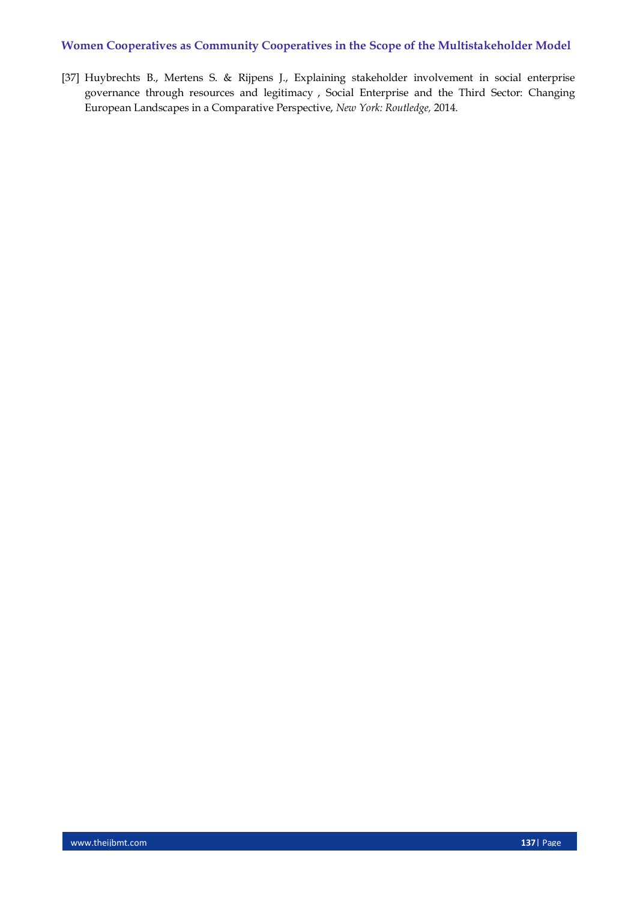[37] Huybrechts B., Mertens S. & Rijpens J., Explaining stakeholder involvement in social enterprise governance through resources and legitimacy , Social Enterprise and the Third Sector: Changing European Landscapes in a Comparative Perspective, *New York: Routledge,* 2014.